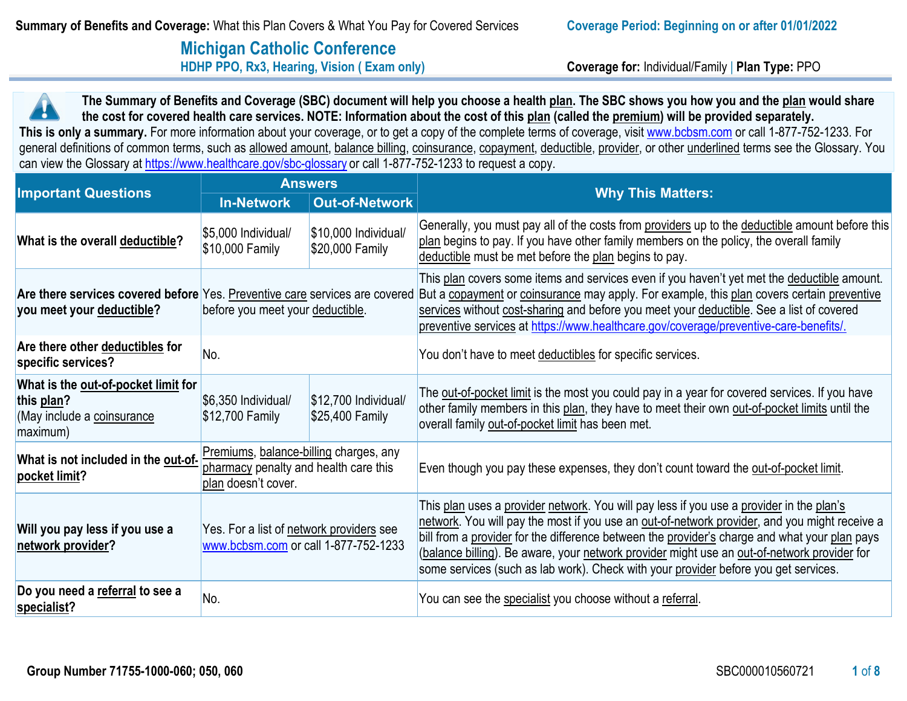**Summary of Benefits and Coverage:** What this Plan Covers & What You Pay for Covered Services

**Coverage Period: Beginning on or after 01/01/2022**

# Michigan Catholic Conference

## HDHP PPO, Rx3, Hearing, Vision ( Exam only)

**Coverage for:** Individual/Family | **Plan Type:** PPO

**The Summary of Benefits and Coverage (SBC) document will help you choose a health plan. The SBC shows you how you and the plan would share the cost for covered health care services. NOTE: Information about the cost of this plan (called the premium) will be provided separately.**

**This is only a summary.** For more information about your coverage, or to get a copy of the complete terms of coverage, visit www.bcbsm.com or call 1-877-752-1233. For general definitions of common terms, such as allowed amount, balance billing, coinsurance, copayment, deductible, provider, or other underlined terms see the Glossary. You can view the Glossary at https://www.healthcare.gov/sbc-glossary or call 1-877-752-1233 to request a copy.

| Important Questions | Answers | | Why This Matters: |
|---|---|---|---|
| | **In-Network** | **Out-of-Network** | |
| **What is the overall deductible?** | $5,000 Individual/ $10,000 Family | $10,000 Individual/ $20,000 Family | Generally, you must pay all of the costs from providers up to the deductible amount before this plan begins to pay. If you have other family members on the policy, the overall family deductible must be met before the plan begins to pay. |
| **Are there services covered before you meet your deductible?** | Yes. Preventive care services are covered before you meet your deductible. | | This plan covers some items and services even if you haven't yet met the deductible amount. But a copayment or coinsurance may apply. For example, this plan covers certain preventive services without cost-sharing and before you meet your deductible. See a list of covered preventive services at https://www.healthcare.gov/coverage/preventive-care-benefits/. |
| **Are there other deductibles for specific services?** | No. | | You don't have to meet deductibles for specific services. |
| **What is the out-of-pocket limit for this plan?** (May include a coinsurance maximum) | $6,350 Individual/ $12,700 Family | $12,700 Individual/ $25,400 Family | The out-of-pocket limit is the most you could pay in a year for covered services. If you have other family members in this plan, they have to meet their own out-of-pocket limits until the overall family out-of-pocket limit has been met. |
| **What is not included in the out-of-pocket limit?** | Premiums, balance-billing charges, any pharmacy penalty and health care this plan doesn't cover. | | Even though you pay these expenses, they don't count toward the out-of-pocket limit. |
| **Will you pay less if you use a network provider?** | Yes. For a list of network providers see www.bcbsm.com or call 1-877-752-1233 | | This plan uses a provider network. You will pay less if you use a provider in the plan's network. You will pay the most if you use an out-of-network provider, and you might receive a bill from a provider for the difference between the provider's charge and what your plan pays (balance billing). Be aware, your network provider might use an out-of-network provider for some services (such as lab work). Check with your provider before you get services. |
| **Do you need a referral to see a specialist?** | No. | | You can see the specialist you choose without a referral. |

**Group Number 71755-1000-060; 050, 060**

SBC000010560721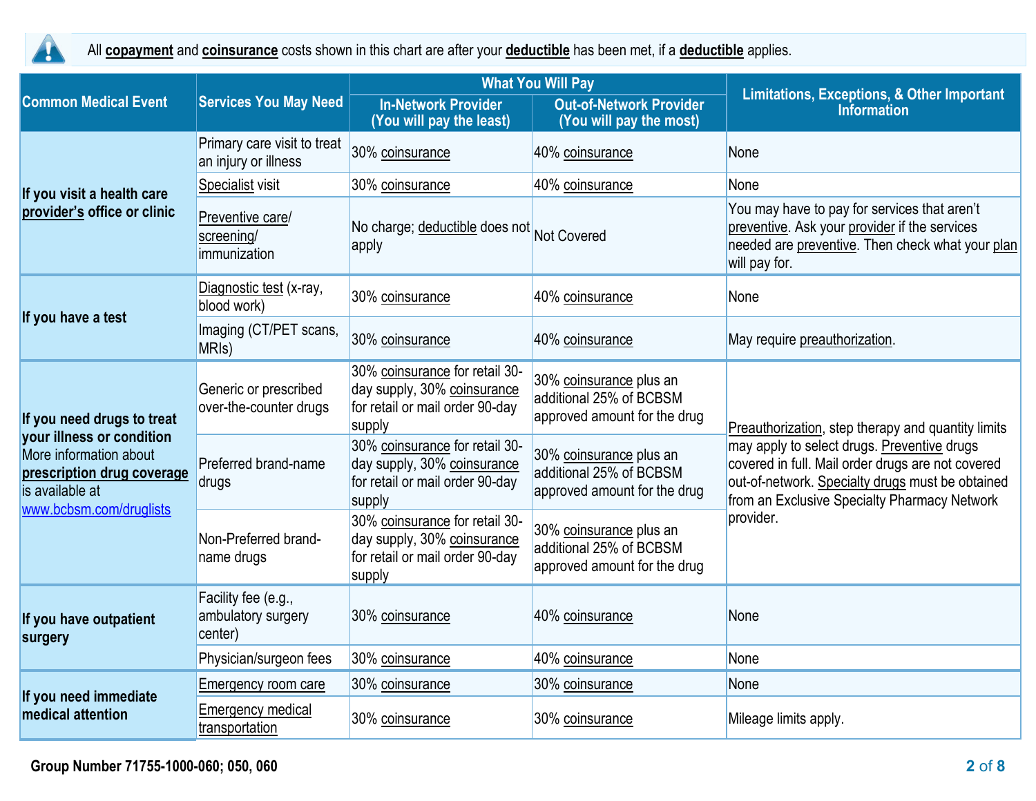All **copayment** and **coinsurance** costs shown in this chart are after your **deductible** has been met, if a **deductible** applies.

| Common Medical Event | Services You May Need | What You Will Pay | | Limitations, Exceptions, & Other Important Information |
|---|---|---|---|---|
| | | In-Network Provider (You will pay the least) | Out-of-Network Provider (You will pay the most) | |
| **If you visit a health care provider's office or clinic** | Primary care visit to treat an injury or illness | 30% coinsurance | 40% coinsurance | None |
| | Specialist visit | 30% coinsurance | 40% coinsurance | None |
| | Preventive care/ screening/ immunization | No charge; deductible does not apply | Not Covered | You may have to pay for services that aren't preventive. Ask your provider if the services needed are preventive. Then check what your plan will pay for. |
| **If you have a test** | Diagnostic test (x-ray, blood work) | 30% coinsurance | 40% coinsurance | None |
| | Imaging (CT/PET scans, MRIs) | 30% coinsurance | 40% coinsurance | May require preauthorization. |
| **If you need drugs to treat your illness or condition** More information about **prescription drug coverage** is available at www.bcbsm.com/druglists | Generic or prescribed over-the-counter drugs | 30% coinsurance for retail 30-day supply, 30% coinsurance for retail or mail order 90-day supply | 30% coinsurance plus an additional 25% of BCBSM approved amount for the drug | Preauthorization, step therapy and quantity limits may apply to select drugs. Preventive drugs covered in full. Mail order drugs are not covered out-of-network. Specialty drugs must be obtained from an Exclusive Specialty Pharmacy Network provider. |
| | Preferred brand-name drugs | 30% coinsurance for retail 30-day supply, 30% coinsurance for retail or mail order 90-day supply | 30% coinsurance plus an additional 25% of BCBSM approved amount for the drug | |
| | Non-Preferred brand-name drugs | 30% coinsurance for retail 30-day supply, 30% coinsurance for retail or mail order 90-day supply | 30% coinsurance plus an additional 25% of BCBSM approved amount for the drug | |
| **If you have outpatient surgery** | Facility fee (e.g., ambulatory surgery center) | 30% coinsurance | 40% coinsurance | None |
| | Physician/surgeon fees | 30% coinsurance | 40% coinsurance | None |
| **If you need immediate medical attention** | Emergency room care | 30% coinsurance | 30% coinsurance | None |
| | Emergency medical transportation | 30% coinsurance | 30% coinsurance | Mileage limits apply. |

**Group Number 71755-1000-060; 050, 060**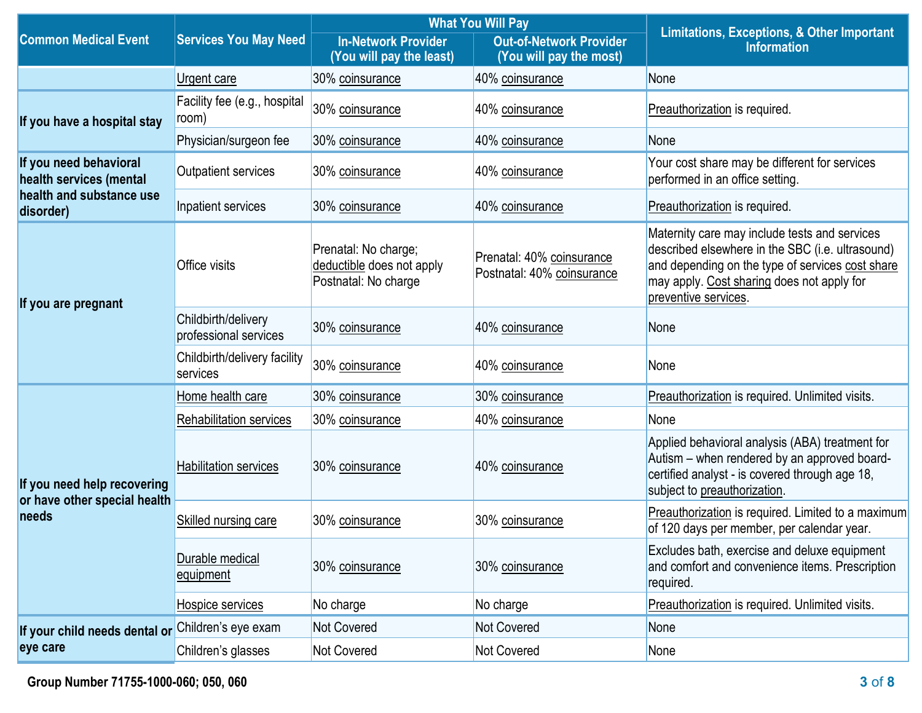| Common Medical Event | Services You May Need | What You Will Pay | | Limitations, Exceptions, & Other Important Information |
|---|---|---|---|---|
| | | In-Network Provider (You will pay the least) | Out-of-Network Provider (You will pay the most) | |
| | Urgent care | 30% coinsurance | 40% coinsurance | None |
| If you have a hospital stay | Facility fee (e.g., hospital room) | 30% coinsurance | 40% coinsurance | Preauthorization is required. |
| | Physician/surgeon fee | 30% coinsurance | 40% coinsurance | None |
| If you need behavioral health services (mental health and substance use disorder) | Outpatient services | 30% coinsurance | 40% coinsurance | Your cost share may be different for services performed in an office setting. |
| | Inpatient services | 30% coinsurance | 40% coinsurance | Preauthorization is required. |
| If you are pregnant | Office visits | Prenatal: No charge; deductible does not apply<br>Postnatal: No charge | Prenatal: 40% coinsurance<br>Postnatal: 40% coinsurance | Maternity care may include tests and services described elsewhere in the SBC (i.e. ultrasound) and depending on the type of services cost share may apply. Cost sharing does not apply for preventive services. |
| | Childbirth/delivery professional services | 30% coinsurance | 40% coinsurance | None |
| | Childbirth/delivery facility services | 30% coinsurance | 40% coinsurance | None |
| If you need help recovering or have other special health needs | Home health care | 30% coinsurance | 30% coinsurance | Preauthorization is required. Unlimited visits. |
| | Rehabilitation services | 30% coinsurance | 40% coinsurance | None |
| | Habilitation services | 30% coinsurance | 40% coinsurance | Applied behavioral analysis (ABA) treatment for Autism – when rendered by an approved board-certified analyst - is covered through age 18, subject to preauthorization. |
| | Skilled nursing care | 30% coinsurance | 30% coinsurance | Preauthorization is required. Limited to a maximum of 120 days per member, per calendar year. |
| | Durable medical equipment | 30% coinsurance | 30% coinsurance | Excludes bath, exercise and deluxe equipment and comfort and convenience items. Prescription required. |
| | Hospice services | No charge | No charge | Preauthorization is required. Unlimited visits. |
| If your child needs dental or eye care | Children's eye exam | Not Covered | Not Covered | None |
| | Children's glasses | Not Covered | Not Covered | None |

Group Number 71755-1000-060; 050, 060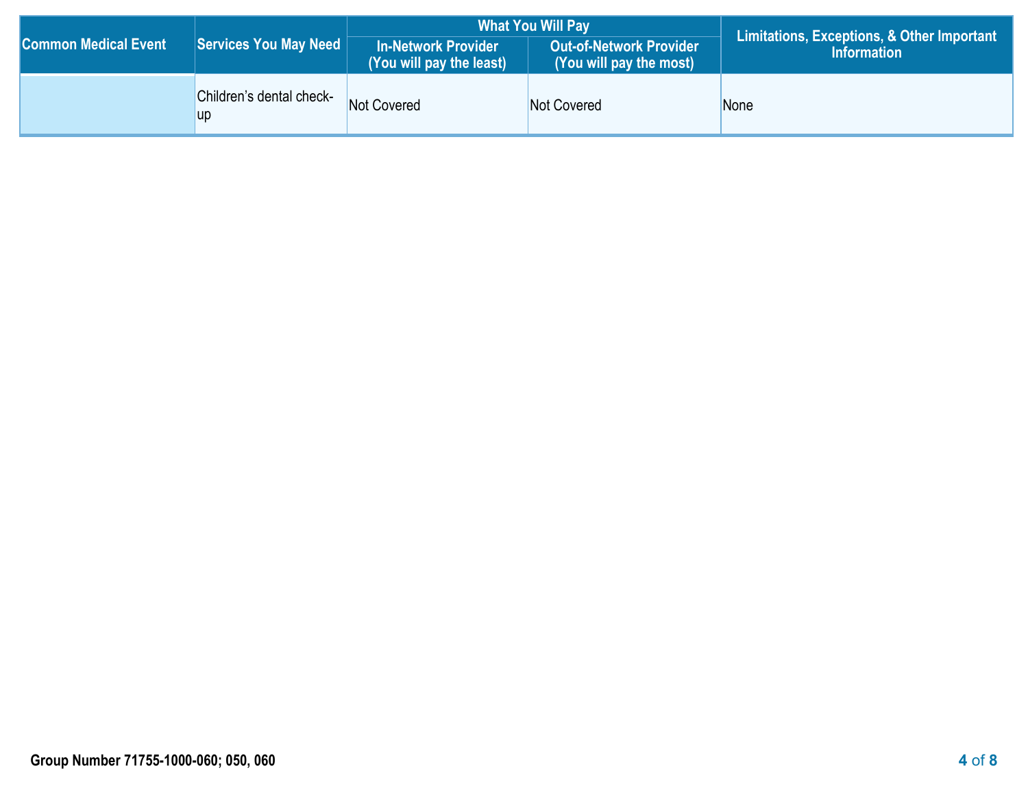| Common Medical Event | Services You May Need | What You Will Pay | | Limitations, Exceptions, & Other Important Information |
|---|---|---|---|---|
| | | In-Network Provider (You will pay the least) | Out-of-Network Provider (You will pay the most) | |
| | Children's dental check-up | Not Covered | Not Covered | None |

**Group Number 71755-1000-060; 050, 060**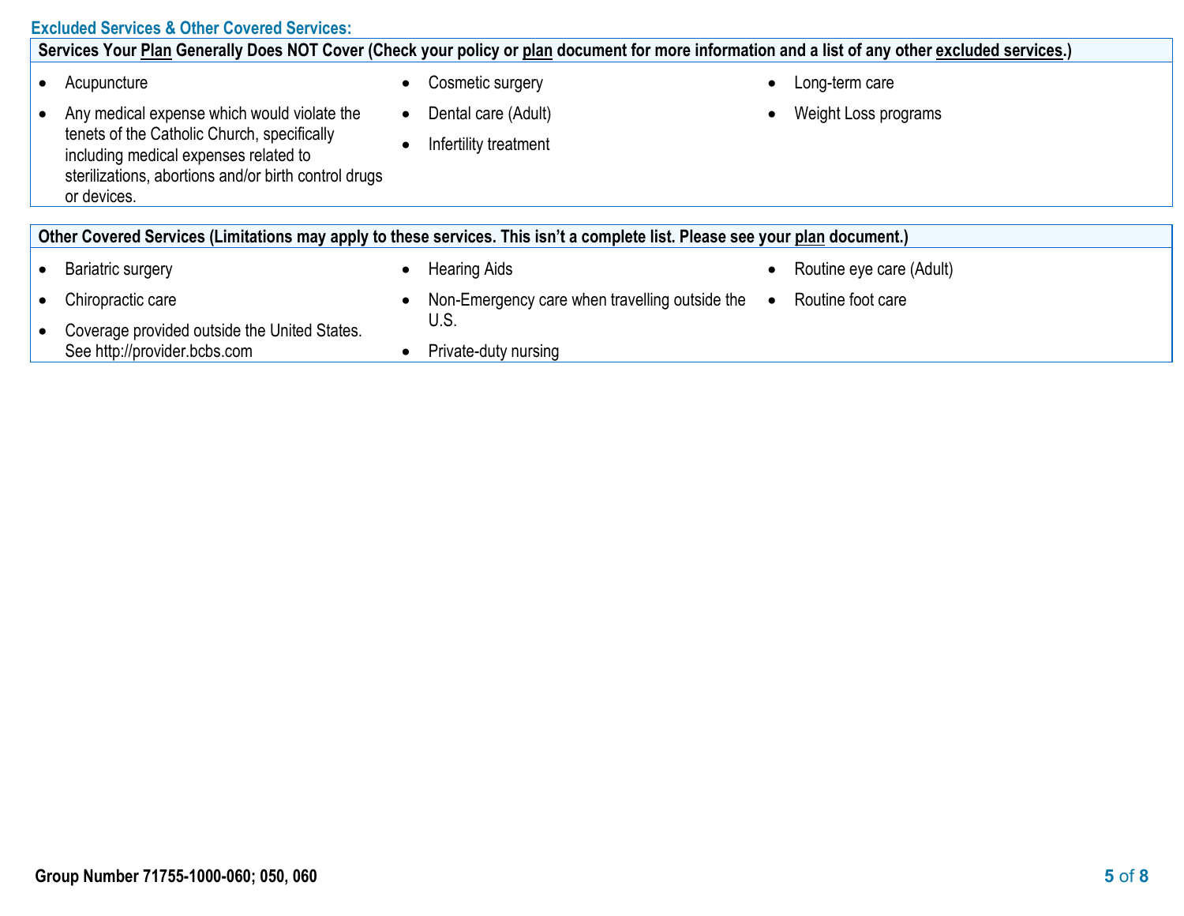## Excluded Services & Other Covered Services:

**Services Your Plan Generally Does NOT Cover (Check your policy or plan document for more information and a list of any other excluded services.)**

- Acupuncture
- Any medical expense which would violate the tenets of the Catholic Church, specifically including medical expenses related to sterilizations, abortions and/or birth control drugs or devices.
- Cosmetic surgery
- Dental care (Adult)
- Infertility treatment
- Long-term care
- Weight Loss programs

**Other Covered Services (Limitations may apply to these services. This isn't a complete list. Please see your plan document.)**

- Bariatric surgery
- Chiropractic care
- Coverage provided outside the United States. See http://provider.bcbs.com
- Hearing Aids
- Non-Emergency care when travelling outside the U.S.
- Private-duty nursing
- Routine eye care (Adult)
- Routine foot care

**Group Number 71755-1000-060; 050, 060**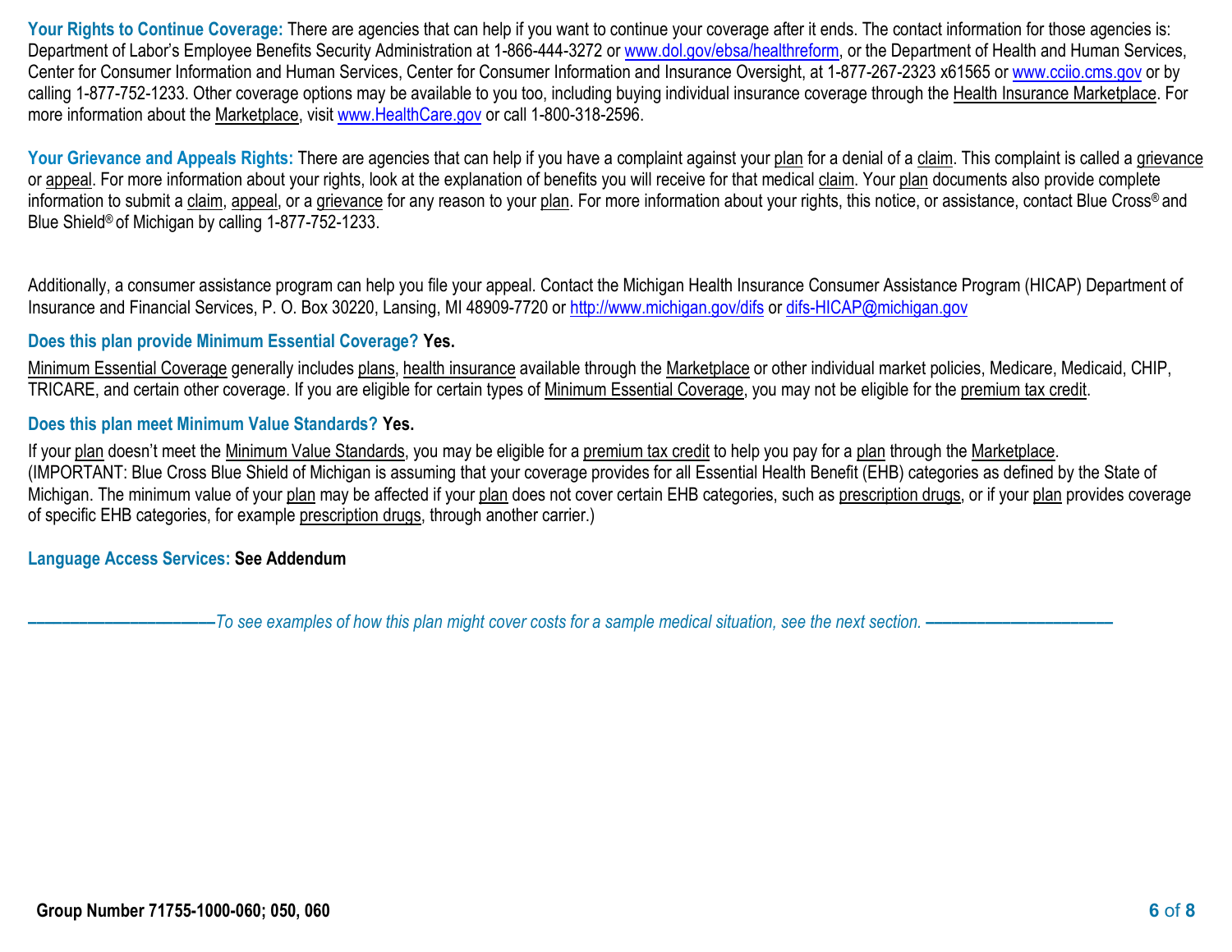**Your Rights to Continue Coverage:** There are agencies that can help if you want to continue your coverage after it ends. The contact information for those agencies is: Department of Labor's Employee Benefits Security Administration at 1-866-444-3272 or www.dol.gov/ebsa/healthreform, or the Department of Health and Human Services, Center for Consumer Information and Human Services, Center for Consumer Information and Insurance Oversight, at 1-877-267-2323 x61565 or www.cciio.cms.gov or by calling 1-877-752-1233. Other coverage options may be available to you too, including buying individual insurance coverage through the Health Insurance Marketplace. For more information about the Marketplace, visit www.HealthCare.gov or call 1-800-318-2596.

**Your Grievance and Appeals Rights:** There are agencies that can help if you have a complaint against your plan for a denial of a claim. This complaint is called a grievance or appeal. For more information about your rights, look at the explanation of benefits you will receive for that medical claim. Your plan documents also provide complete information to submit a claim, appeal, or a grievance for any reason to your plan. For more information about your rights, this notice, or assistance, contact Blue Cross® and Blue Shield® of Michigan by calling 1-877-752-1233.

Additionally, a consumer assistance program can help you file your appeal. Contact the Michigan Health Insurance Consumer Assistance Program (HICAP) Department of Insurance and Financial Services, P. O. Box 30220, Lansing, MI 48909-7720 or http://www.michigan.gov/difs or difs-HICAP@michigan.gov

**Does this plan provide Minimum Essential Coverage? Yes.**

Minimum Essential Coverage generally includes plans, health insurance available through the Marketplace or other individual market policies, Medicare, Medicaid, CHIP, TRICARE, and certain other coverage. If you are eligible for certain types of Minimum Essential Coverage, you may not be eligible for the premium tax credit.

**Does this plan meet Minimum Value Standards? Yes.**

If your plan doesn't meet the Minimum Value Standards, you may be eligible for a premium tax credit to help you pay for a plan through the Marketplace.
(IMPORTANT: Blue Cross Blue Shield of Michigan is assuming that your coverage provides for all Essential Health Benefit (EHB) categories as defined by the State of Michigan. The minimum value of your plan may be affected if your plan does not cover certain EHB categories, such as prescription drugs, or if your plan provides coverage of specific EHB categories, for example prescription drugs, through another carrier.)

**Language Access Services: See Addendum**

*——————————To see examples of how this plan might cover costs for a sample medical situation, see the next section. ——————————*

**Group Number 71755-1000-060; 050, 060**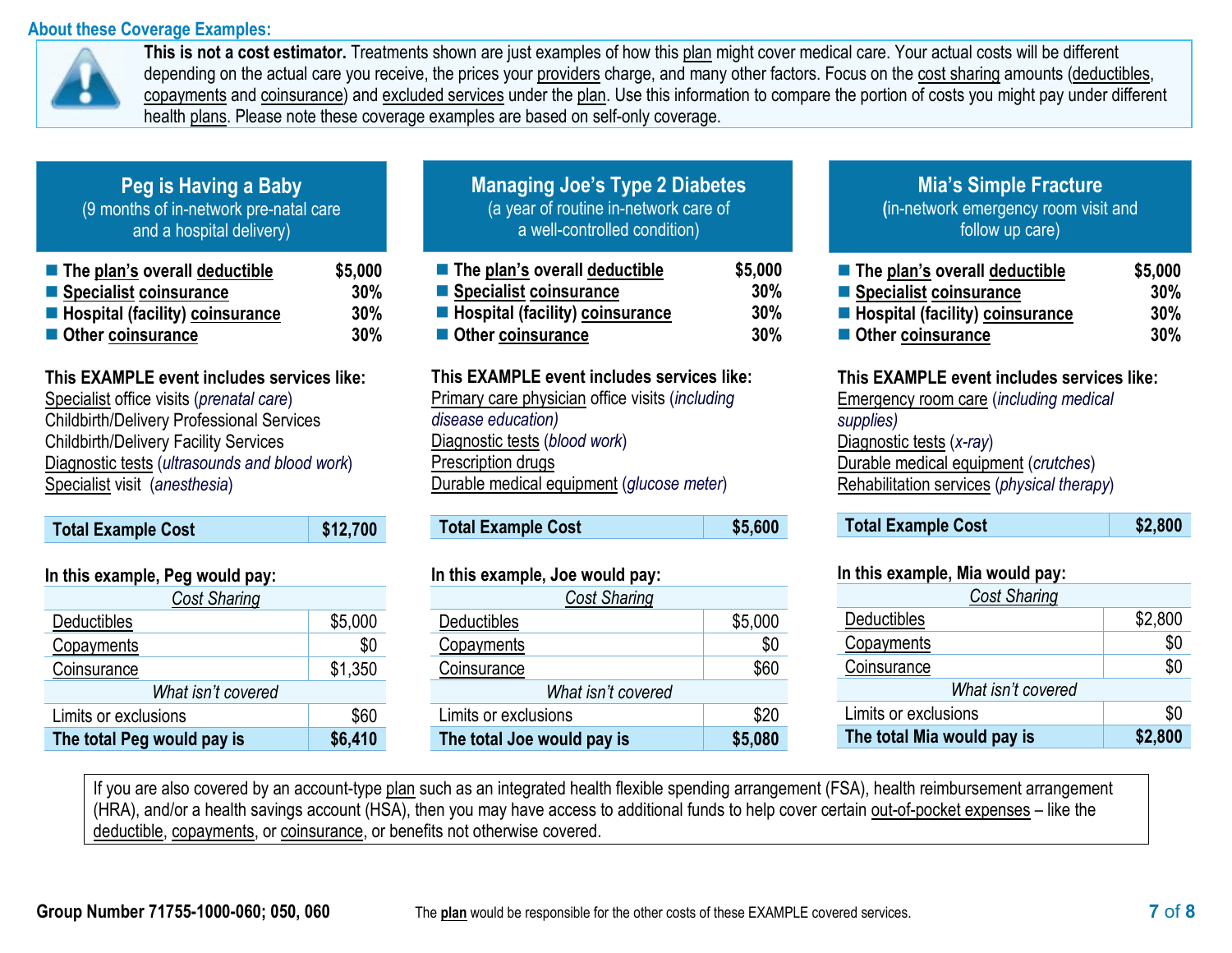## About these Coverage Examples:

**This is not a cost estimator.** Treatments shown are just examples of how this plan might cover medical care. Your actual costs will be different depending on the actual care you receive, the prices your providers charge, and many other factors. Focus on the cost sharing amounts (deductibles, copayments and coinsurance) and excluded services under the plan. Use this information to compare the portion of costs you might pay under different health plans. Please note these coverage examples are based on self-only coverage.

### Peg is Having a Baby
(9 months of in-network pre-natal care and a hospital delivery)

- **The plan's overall deductible** — **$5,000**
- **Specialist coinsurance** — **30%**
- **Hospital (facility) coinsurance** — **30%**
- **Other coinsurance** — **30%**

**This EXAMPLE event includes services like:**
Specialist office visits (*prenatal care*)
Childbirth/Delivery Professional Services
Childbirth/Delivery Facility Services
Diagnostic tests (*ultrasounds and blood work*)
Specialist visit (*anesthesia*)

| **Total Example Cost** | **$12,700** |
|---|---|

**In this example, Peg would pay:**

| *Cost Sharing* | |
|---|---|
| Deductibles | $5,000 |
| Copayments | $0 |
| Coinsurance | $1,350 |
| *What isn't covered* | |
| Limits or exclusions | $60 |
| **The total Peg would pay is** | **$6,410** |

### Managing Joe's Type 2 Diabetes
(a year of routine in-network care of a well-controlled condition)

- **The plan's overall deductible** — **$5,000**
- **Specialist coinsurance** — **30%**
- **Hospital (facility) coinsurance** — **30%**
- **Other coinsurance** — **30%**

**This EXAMPLE event includes services like:**
Primary care physician office visits (*including disease education)*
Diagnostic tests (*blood work*)
Prescription drugs
Durable medical equipment (*glucose meter*)

| **Total Example Cost** | **$5,600** |
|---|---|

**In this example, Joe would pay:**

| *Cost Sharing* | |
|---|---|
| Deductibles | $5,000 |
| Copayments | $0 |
| Coinsurance | $60 |
| *What isn't covered* | |
| Limits or exclusions | $20 |
| **The total Joe would pay is** | **$5,080** |

### Mia's Simple Fracture
(in-network emergency room visit and follow up care)

- **The plan's overall deductible** — **$5,000**
- **Specialist coinsurance** — **30%**
- **Hospital (facility) coinsurance** — **30%**
- **Other coinsurance** — **30%**

**This EXAMPLE event includes services like:**
Emergency room care (*including medical supplies)*
Diagnostic tests (*x-ray*)
Durable medical equipment (*crutches*)
Rehabilitation services (*physical therapy*)

| **Total Example Cost** | **$2,800** |
|---|---|

**In this example, Mia would pay:**

| *Cost Sharing* | |
|---|---|
| Deductibles | $2,800 |
| Copayments | $0 |
| Coinsurance | $0 |
| *What isn't covered* | |
| Limits or exclusions | $0 |
| **The total Mia would pay is** | **$2,800** |

If you are also covered by an account-type plan such as an integrated health flexible spending arrangement (FSA), health reimbursement arrangement (HRA), and/or a health savings account (HSA), then you may have access to additional funds to help cover certain out-of-pocket expenses – like the deductible, copayments, or coinsurance, or benefits not otherwise covered.

**Group Number 71755-1000-060; 050, 060**

The **plan** would be responsible for the other costs of these EXAMPLE covered services.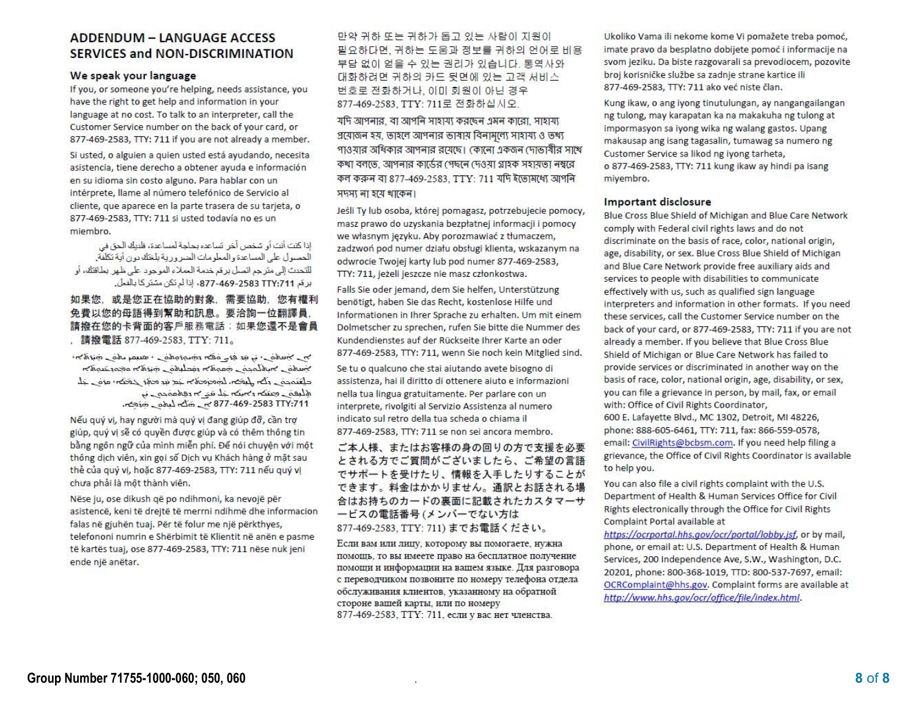## ADDENDUM – LANGUAGE ACCESS SERVICES and NON-DISCRIMINATION

### We speak your language

If you, or someone you're helping, needs assistance, you have the right to get help and information in your language at no cost. To talk to an interpreter, call the Customer Service number on the back of your card, or 877-469-2583, TTY: 711 if you are not already a member.

Si usted, o alguien a quien usted está ayudando, necesita asistencia, tiene derecho a obtener ayuda e información en su idioma sin costo alguno. Para hablar con un intérprete, llame al número telefónico de Servicio al cliente, que aparece en la parte trasera de su tarjeta, o 877-469-2583, TTY: 711 si usted todavía no es un miembro.

إذا كنت أنت أو شخص آخر تساعده بحاجة لمساعدة، فلديك الحق في الحصول على المساعدة والمعلومات الضرورية بلغتك دون أية تكلفة. للتحدث إلى مترجم اتصل برقم خدمة العملاء الموجود على ظهر بطاقتك، أو برقم 877-469-2583 TTY:711، إذا لم تكن مشتركا بالفعل.

如果您，或是您正在協助的對象，需要協助，您有權利免費以您的母語得到幫助和訊息。要洽詢一位翻譯員，請撥在您的卡背面的客戶服務電話；如果您還不是會員，請撥電話 877-469-2583, TTY: 711。

ܐܢ ܐܢܬ، ܝܢ ܐܢܫ ܕܩܐ ܥܒܕܬ ܠܗ ܥܘܕܪܢܐ، ܣܢܝܩܐ ܝܠܗ ܠܗܝܪܬܐ، ܐܝܬ ܠܟ ܫܘܠܛܢܐ ܕܗܘܝܬ ܡܩܒܠܬ ܗܝܪܬܐ ܘܡܘܕܥܢܘܬܐ ܒܠܫܢܐ ܕܝܘܟ ܕܠܐ ܕܡܝܐ. ܕܡܡܠܠܬ ܥܡ ܡܬܪܓܡܢܐ، ܩܪܝ ܠܡܢܝܢܐ ܕܬܫܡܫܬܐ ܕܥܡܝܠܐ ܥܠ ܚܨܐ ܕܟܪܛܝܣܟ ܝܢ 877-469-2583 TTY:711 ܐܢ ܠܐ ܝܘܬ ܗܕܡܐ.

Nếu quý vị, hay người mà quý vị đang giúp đỡ, cần trợ giúp, quý vị sẽ có quyền được giúp và có thêm thông tin bằng ngôn ngữ của mình miễn phí. Để nói chuyện với một thông dịch viên, xin gọi số Dịch vụ Khách hàng ở mặt sau thẻ của quý vị, hoặc 877-469-2583, TTY: 711 nếu quý vị chưa phải là một thành viên.

Nëse ju, ose dikush që po ndihmoni, ka nevojë për asistencë, keni të drejtë të merrni ndihmë dhe informacion falas në gjuhën tuaj. Për të folur me një përkthyes, telefononi numrin e Shërbimit të Klientit në anën e pasme të kartës tuaj, ose 877-469-2583, TTY: 711 nëse nuk jeni ende një anëtar.

만약 귀하 또는 귀하가 돕고 있는 사람이 지원이 필요하다면, 귀하는 도움과 정보를 귀하의 언어로 비용 부담 없이 얻을 수 있는 권리가 있습니다. 통역사와 대화하려면 귀하의 카드 뒷면에 있는 고객 서비스 번호로 전화하거나, 이미 회원이 아닌 경우 877-469-2583, TTY: 711로 전화하십시오.

যদি আপনার, বা আপনি সাহায্য করছেন এমন কারো, সাহায্য প্রয়োজন হয়, তাহলে আপনার ভাষায় বিনামূল্যে সাহায্য ও তথ্য পাওয়ার অধিকার আপনার রয়েছে। কোনো একজন দোভাষীর সাথে কথা বলতে, আপনার কার্ডের পেছনে দেওয়া গ্রাহক সহায়তা নম্বরে কল করুন বা 877-469-2583, TTY: 711 যদি ইতোমধ্যে আপনি সদস্য না হয়ে থাকেন।

Jeśli Ty lub osoba, której pomagasz, potrzebujecie pomocy, masz prawo do uzyskania bezpłatnej informacji i pomocy we własnym języku. Aby porozmawiać z tłumaczem, zadzwoń pod numer działu obsługi klienta, wskazanym na odwrocie Twojej karty lub pod numer 877-469-2583, TTY: 711, jeżeli jeszcze nie masz członkostwa.

Falls Sie oder jemand, dem Sie helfen, Unterstützung benötigt, haben Sie das Recht, kostenlose Hilfe und Informationen in Ihrer Sprache zu erhalten. Um mit einem Dolmetscher zu sprechen, rufen Sie bitte die Nummer des Kundendienstes auf der Rückseite Ihrer Karte an oder 877-469-2583, TTY: 711, wenn Sie noch kein Mitglied sind.

Se tu o qualcuno che stai aiutando avete bisogno di assistenza, hai il diritto di ottenere aiuto e informazioni nella tua lingua gratuitamente. Per parlare con un interprete, rivolgiti al Servizio Assistenza al numero indicato sul retro della tua scheda o chiama il 877-469-2583, TTY: 711 se non sei ancora membro.

ご本人様、またはお客様の身の回りの方で支援を必要とされる方でご質問がございましたら、ご希望の言語でサポートを受けたり、情報を入手したりすることができます。料金はかかりません。通訳とお話される場合はお持ちのカードの裏面に記載されたカスタマーサービスの電話番号（メンバーでない方は 877-469-2583, TTY: 711）までお電話ください。

Если вам или лицу, которому вы помогаете, нужна помощь, то вы имеете право на бесплатное получение помощи и информации на вашем языке. Для разговора с переводчиком позвоните по номеру телефона отдела обслуживания клиентов, указанному на обратной стороне вашей карты, или по номеру 877-469-2583, TTY: 711, если у вас нет членства.

Ukoliko Vama ili nekome kome Vi pomažete treba pomoć, imate pravo da besplatno dobijete pomoć i informacije na svom jeziku. Da biste razgovarali sa prevodiocem, pozovite broj korisničke službe sa zadnje strane kartice ili 877-469-2583, TTY: 711 ako već niste član.

Kung ikaw, o ang iyong tinutulungan, ay nangangailangan ng tulong, may karapatan ka na makakuha ng tulong at impormasyon sa iyong wika ng walang gastos. Upang makausap ang isang tagasalin, tumawag sa numero ng Customer Service sa likod ng iyong tarheta, o 877-469-2583, TTY: 711 kung ikaw ay hindi pa isang miyembro.

### Important disclosure

Blue Cross Blue Shield of Michigan and Blue Care Network comply with Federal civil rights laws and do not discriminate on the basis of race, color, national origin, age, disability, or sex. Blue Cross Blue Shield of Michigan and Blue Care Network provide free auxiliary aids and services to people with disabilities to communicate effectively with us, such as qualified sign language interpreters and information in other formats. If you need these services, call the Customer Service number on the back of your card, or 877-469-2583, TTY: 711 if you are not already a member. If you believe that Blue Cross Blue Shield of Michigan or Blue Care Network has failed to provide services or discriminated in another way on the basis of race, color, national origin, age, disability, or sex, you can file a grievance in person, by mail, fax, or email with: Office of Civil Rights Coordinator, 600 E. Lafayette Blvd., MC 1302, Detroit, MI 48226, phone: 888-605-6461, TTY: 711, fax: 866-559-0578, email: CivilRights@bcbsm.com. If you need help filing a grievance, the Office of Civil Rights Coordinator is available to help you.

You can also file a civil rights complaint with the U.S. Department of Health & Human Services Office for Civil Rights electronically through the Office for Civil Rights Complaint Portal available at https://ocrportal.hhs.gov/ocr/portal/lobby.jsf, or by mail, phone, or email at: U.S. Department of Health & Human Services, 200 Independence Ave, S.W., Washington, D.C. 20201, phone: 800-368-1019, TTD: 800-537-7697, email: OCRComplaint@hhs.gov. Complaint forms are available at http://www.hhs.gov/ocr/office/file/index.html.